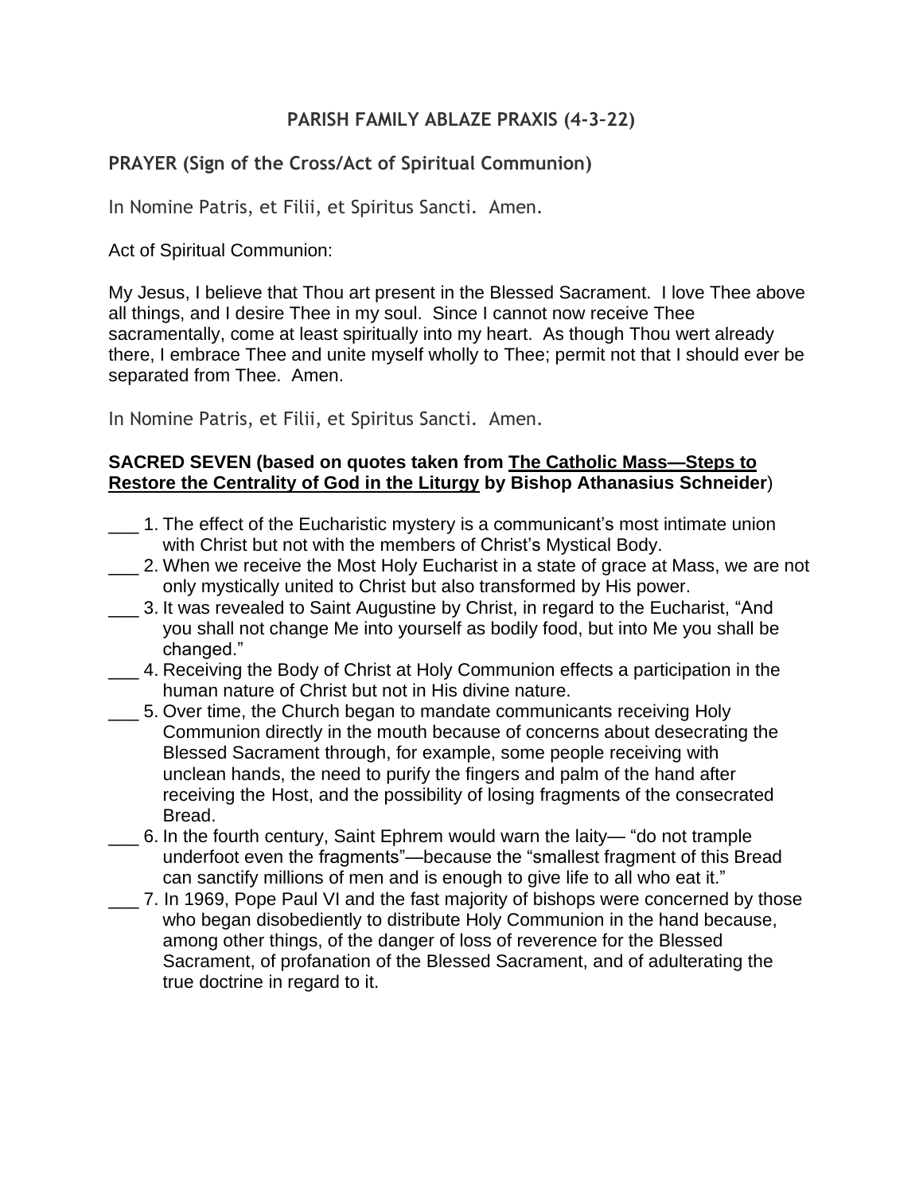# PARISH FAMILY ABLAZE PRAXIS (4-3-22)

## PRAYER (Sign of the Cross/Act of Spiritual Communion)

In Nomine Patris, et Filii, et Spiritus Sancti. Amen.

Act of Spiritual Communion:

My Jesus, I believe that Thou art present in the Blessed Sacrament. I love Thee above all things, and I desire Thee in my soul. Since I cannot now receive Thee sacramentally, come at least spiritually into my heart. As though Thou wert already there, I embrace Thee and unite myself wholly to Thee; permit not that I should ever be separated from Thee. Amen.

In Nomine Patris, et Filii, et Spiritus Sancti. Amen.

**SACRED SEVEN (based on quotes taken from <u>The Catholic Mass—Steps to Restore the Centrality of God in the Liturgy</u> by Bishop Athanasius Schneider)**

___ 1. The effect of the Eucharistic mystery is a communicant's most intimate union with Christ but not with the members of Christ's Mystical Body.

___ 2. When we receive the Most Holy Eucharist in a state of grace at Mass, we are not only mystically united to Christ but also transformed by His power.

___ 3. It was revealed to Saint Augustine by Christ, in regard to the Eucharist, "And you shall not change Me into yourself as bodily food, but into Me you shall be changed."

___ 4. Receiving the Body of Christ at Holy Communion effects a participation in the human nature of Christ but not in His divine nature.

___ 5. Over time, the Church began to mandate communicants receiving Holy Communion directly in the mouth because of concerns about desecrating the Blessed Sacrament through, for example, some people receiving with unclean hands, the need to purify the fingers and palm of the hand after receiving the Host, and the possibility of losing fragments of the consecrated Bread.

___ 6. In the fourth century, Saint Ephrem would warn the laity— "do not trample underfoot even the fragments"—because the "smallest fragment of this Bread can sanctify millions of men and is enough to give life to all who eat it."

___ 7. In 1969, Pope Paul VI and the fast majority of bishops were concerned by those who began disobediently to distribute Holy Communion in the hand because, among other things, of the danger of loss of reverence for the Blessed Sacrament, of profanation of the Blessed Sacrament, and of adulterating the true doctrine in regard to it.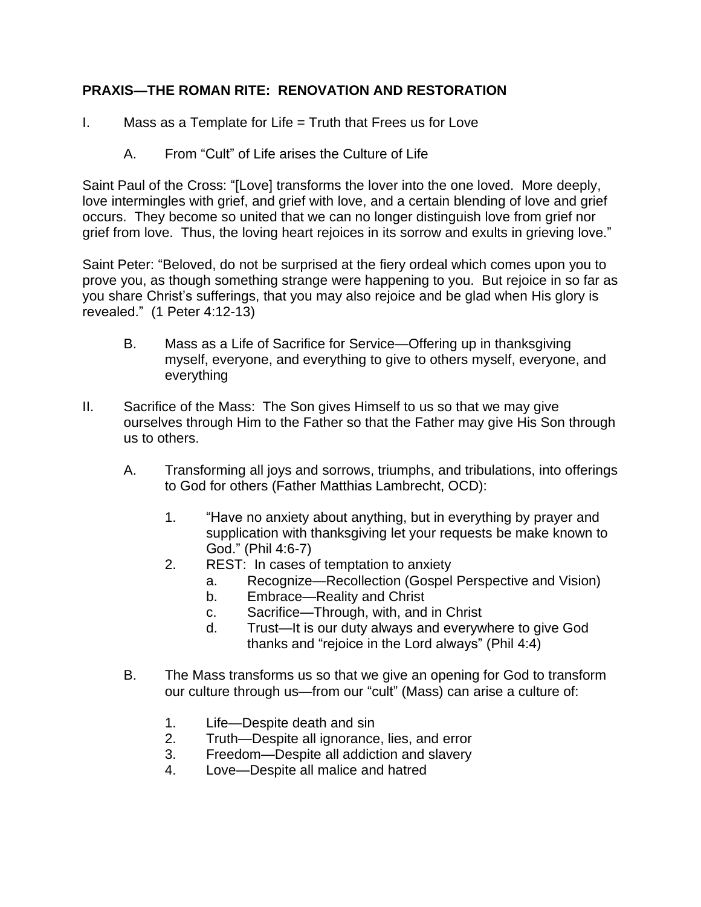**PRAXIS—THE ROMAN RITE: RENOVATION AND RESTORATION**

I. Mass as a Template for Life = Truth that Frees us for Love

A. From "Cult" of Life arises the Culture of Life

Saint Paul of the Cross: "[Love] transforms the lover into the one loved. More deeply, love intermingles with grief, and grief with love, and a certain blending of love and grief occurs. They become so united that we can no longer distinguish love from grief nor grief from love. Thus, the loving heart rejoices in its sorrow and exults in grieving love."

Saint Peter: "Beloved, do not be surprised at the fiery ordeal which comes upon you to prove you, as though something strange were happening to you. But rejoice in so far as you share Christ's sufferings, that you may also rejoice and be glad when His glory is revealed." (1 Peter 4:12-13)

B. Mass as a Life of Sacrifice for Service—Offering up in thanksgiving myself, everyone, and everything to give to others myself, everyone, and everything

II. Sacrifice of the Mass: The Son gives Himself to us so that we may give ourselves through Him to the Father so that the Father may give His Son through us to others.

A. Transforming all joys and sorrows, triumphs, and tribulations, into offerings to God for others (Father Matthias Lambrecht, OCD):

1. "Have no anxiety about anything, but in everything by prayer and supplication with thanksgiving let your requests be make known to God." (Phil 4:6-7)
2. REST: In cases of temptation to anxiety
   a. Recognize—Recollection (Gospel Perspective and Vision)
   b. Embrace—Reality and Christ
   c. Sacrifice—Through, with, and in Christ
   d. Trust—It is our duty always and everywhere to give God thanks and "rejoice in the Lord always" (Phil 4:4)

B. The Mass transforms us so that we give an opening for God to transform our culture through us—from our "cult" (Mass) can arise a culture of:

1. Life—Despite death and sin
2. Truth—Despite all ignorance, lies, and error
3. Freedom—Despite all addiction and slavery
4. Love—Despite all malice and hatred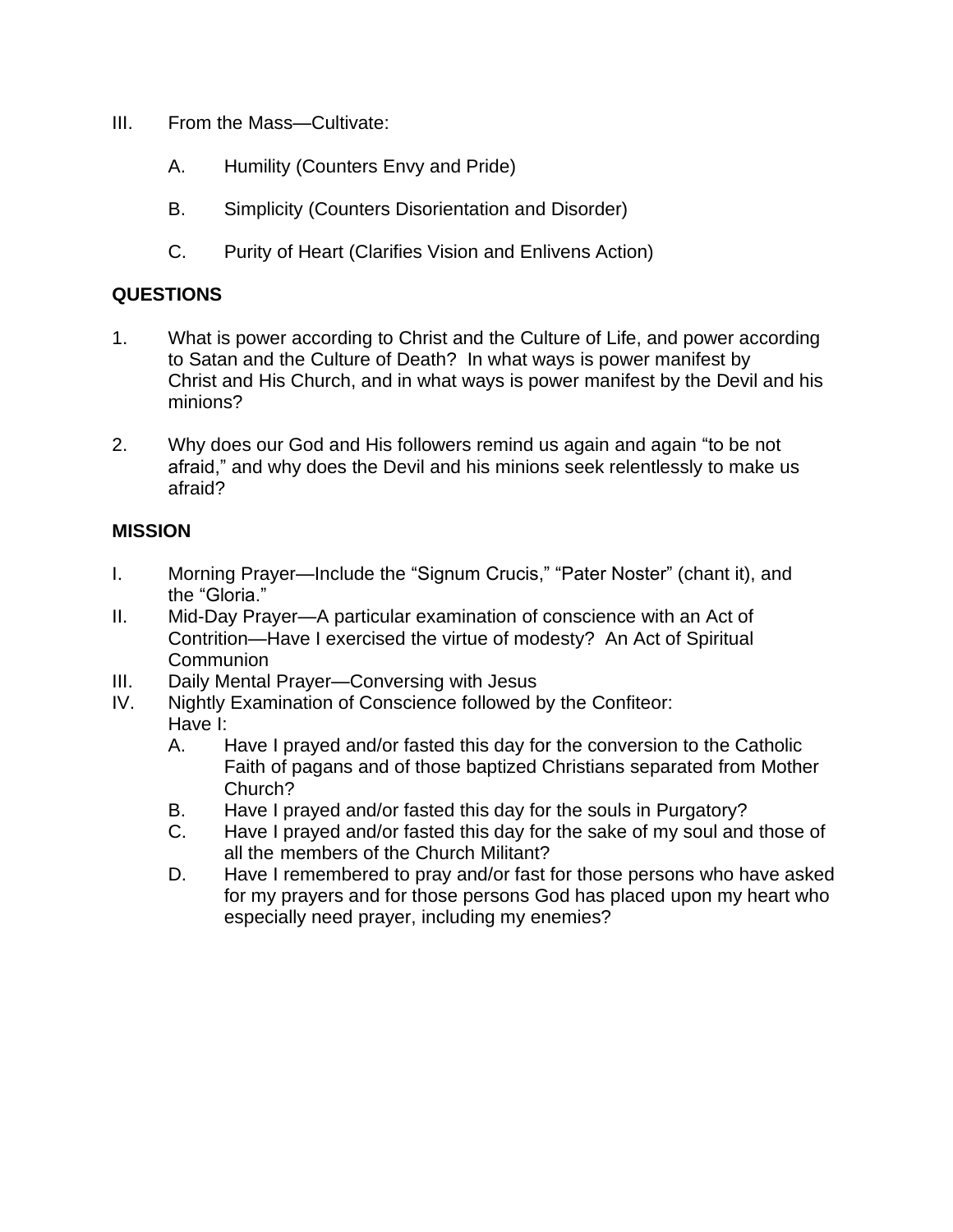III. From the Mass—Cultivate:

   A. Humility (Counters Envy and Pride)

   B. Simplicity (Counters Disorientation and Disorder)

   C. Purity of Heart (Clarifies Vision and Enlivens Action)

**QUESTIONS**

1. What is power according to Christ and the Culture of Life, and power according to Satan and the Culture of Death? In what ways is power manifest by Christ and His Church, and in what ways is power manifest by the Devil and his minions?

2. Why does our God and His followers remind us again and again "to be not afraid," and why does the Devil and his minions seek relentlessly to make us afraid?

**MISSION**

I. Morning Prayer—Include the "Signum Crucis," "Pater Noster" (chant it), and the "Gloria."
II. Mid-Day Prayer—A particular examination of conscience with an Act of Contrition—Have I exercised the virtue of modesty? An Act of Spiritual Communion
III. Daily Mental Prayer—Conversing with Jesus
IV. Nightly Examination of Conscience followed by the Confiteor:
   Have I:
   A. Have I prayed and/or fasted this day for the conversion to the Catholic Faith of pagans and of those baptized Christians separated from Mother Church?
   B. Have I prayed and/or fasted this day for the souls in Purgatory?
   C. Have I prayed and/or fasted this day for the sake of my soul and those of all the members of the Church Militant?
   D. Have I remembered to pray and/or fast for those persons who have asked for my prayers and for those persons God has placed upon my heart who especially need prayer, including my enemies?